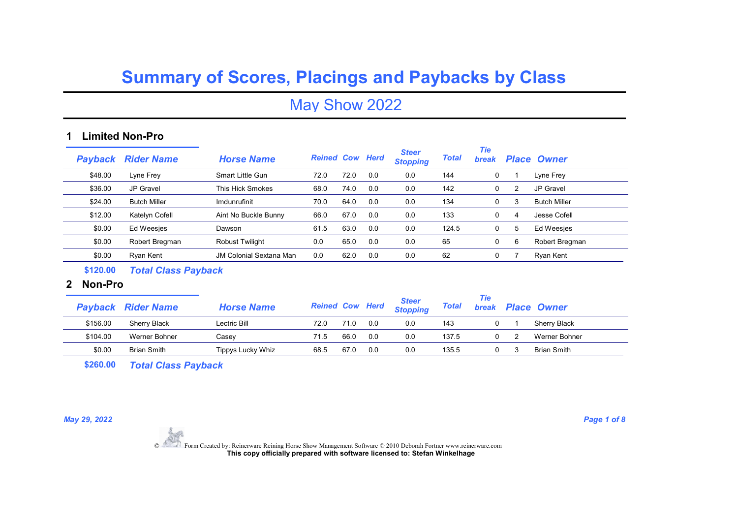# Summary of Scores, Placings and Paybacks by Class

## May Show 2022

### 1 Limited Non-Pro

| Payback | Rider Name | Horse Name | Reined | Cow | Herd | Steer Stopping | Total | Tie break | Place | Owner |
|---|---|---|---|---|---|---|---|---|---|---|
| $48.00 | Lyne Frey | Smart Little Gun | 72.0 | 72.0 | 0.0 | 0.0 | 144 | 0 | 1 | Lyne Frey |
| $36.00 | JP Gravel | This Hick Smokes | 68.0 | 74.0 | 0.0 | 0.0 | 142 | 0 | 2 | JP Gravel |
| $24.00 | Butch Miller | Imdunrufinit | 70.0 | 64.0 | 0.0 | 0.0 | 134 | 0 | 3 | Butch Miller |
| $12.00 | Katelyn Cofell | Aint No Buckle Bunny | 66.0 | 67.0 | 0.0 | 0.0 | 133 | 0 | 4 | Jesse Cofell |
| $0.00 | Ed Weesjes | Dawson | 61.5 | 63.0 | 0.0 | 0.0 | 124.5 | 0 | 5 | Ed Weesjes |
| $0.00 | Robert Bregman | Robust Twilight | 0.0 | 65.0 | 0.0 | 0.0 | 65 | 0 | 6 | Robert Bregman |
| $0.00 | Ryan Kent | JM Colonial Sextana Man | 0.0 | 62.0 | 0.0 | 0.0 | 62 | 0 | 7 | Ryan Kent |

**$120.00** ***Total Class Payback***

### 2 Non-Pro

| Payback | Rider Name | Horse Name | Reined | Cow | Herd | Steer Stopping | Total | Tie break | Place | Owner |
|---|---|---|---|---|---|---|---|---|---|---|
| $156.00 | Sherry Black | Lectric Bill | 72.0 | 71.0 | 0.0 | 0.0 | 143 | 0 | 1 | Sherry Black |
| $104.00 | Werner Bohner | Casey | 71.5 | 66.0 | 0.0 | 0.0 | 137.5 | 0 | 2 | Werner Bohner |
| $0.00 | Brian Smith | Tippys Lucky Whiz | 68.5 | 67.0 | 0.0 | 0.0 | 135.5 | 0 | 3 | Brian Smith |

**$260.00** ***Total Class Payback***

*May 29, 2022*

© Form Created by: Reinerware Reining Horse Show Management Software © 2010 Deborah Fortner www.reinerware.com
**This copy officially prepared with software licensed to: Stefan Winkelhage**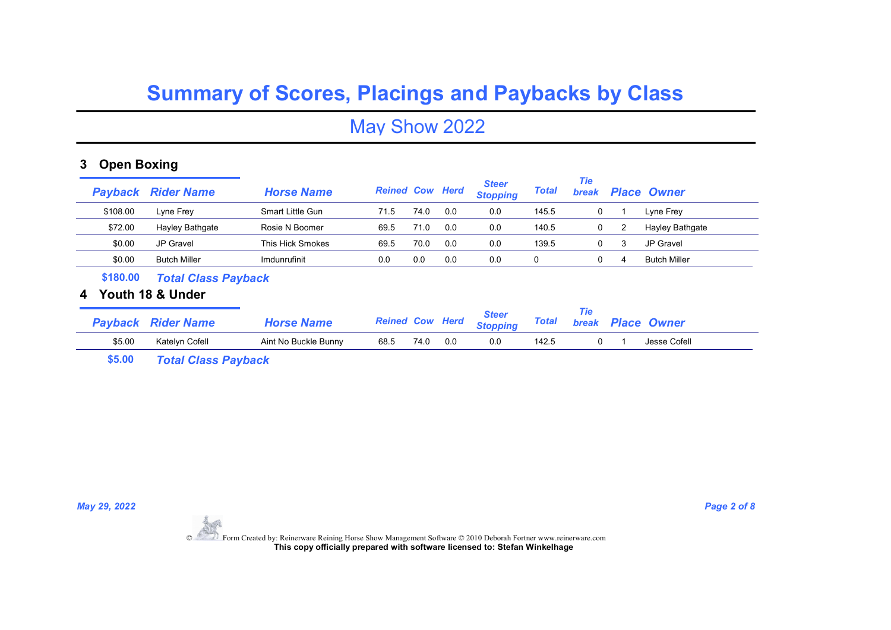# Summary of Scores, Placings and Paybacks by Class

## May Show 2022

### 3 Open Boxing

| Payback | Rider Name | Horse Name | Reined | Cow | Herd | Steer Stopping | Total | Tie break | Place | Owner |
|---|---|---|---|---|---|---|---|---|---|---|
| $108.00 | Lyne Frey | Smart Little Gun | 71.5 | 74.0 | 0.0 | 0.0 | 145.5 | 0 | 1 | Lyne Frey |
| $72.00 | Hayley Bathgate | Rosie N Boomer | 69.5 | 71.0 | 0.0 | 0.0 | 140.5 | 0 | 2 | Hayley Bathgate |
| $0.00 | JP Gravel | This Hick Smokes | 69.5 | 70.0 | 0.0 | 0.0 | 139.5 | 0 | 3 | JP Gravel |
| $0.00 | Butch Miller | Imdunrufinit | 0.0 | 0.0 | 0.0 | 0.0 | 0 | 0 | 4 | Butch Miller |

**$180.00** ***Total Class Payback***

### 4 Youth 18 & Under

| Payback | Rider Name | Horse Name | Reined | Cow | Herd | Steer Stopping | Total | Tie break | Place | Owner |
|---|---|---|---|---|---|---|---|---|---|---|
| $5.00 | Katelyn Cofell | Aint No Buckle Bunny | 68.5 | 74.0 | 0.0 | 0.0 | 142.5 | 0 | 1 | Jesse Cofell |

**$5.00** ***Total Class Payback***

*May 29, 2022*

© Form Created by: Reinerware Reining Horse Show Management Software © 2010 Deborah Fortner www.reinerware.com
**This copy officially prepared with software licensed to: Stefan Winkelhage**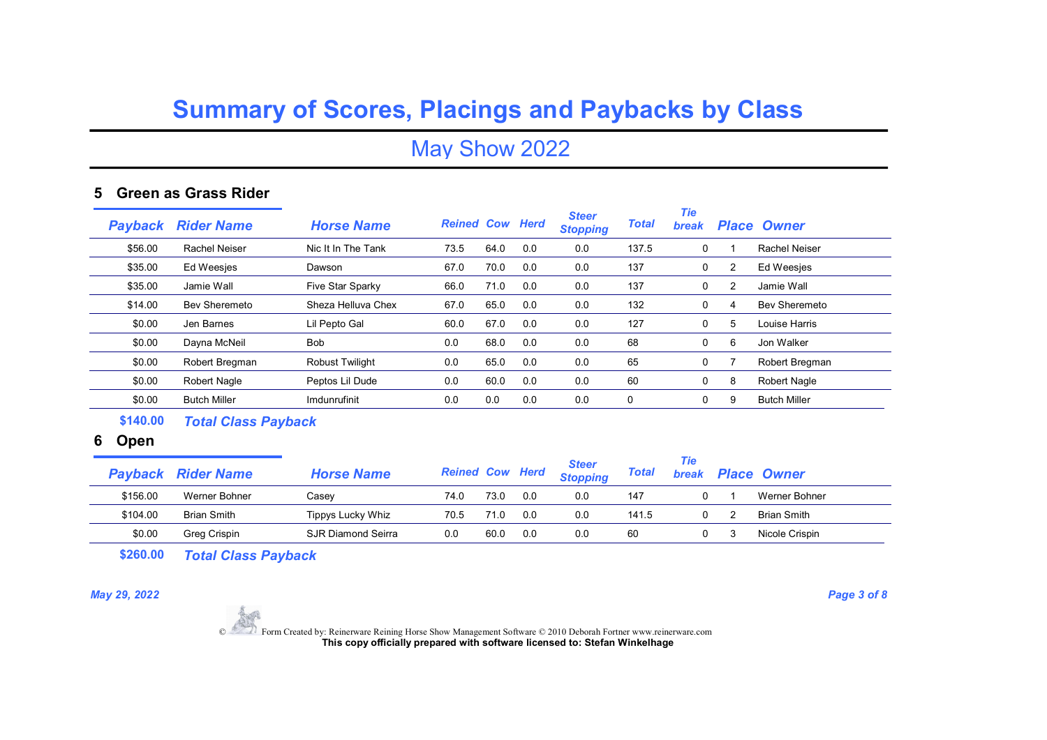# Summary of Scores, Placings and Paybacks by Class

## May Show 2022

### 5 Green as Grass Rider

| Payback | Rider Name | Horse Name | Reined | Cow | Herd | Steer Stopping | Total | Tie break | Place | Owner |
|---|---|---|---|---|---|---|---|---|---|---|
| $56.00 | Rachel Neiser | Nic It In The Tank | 73.5 | 64.0 | 0.0 | 0.0 | 137.5 | 0 | 1 | Rachel Neiser |
| $35.00 | Ed Weesjes | Dawson | 67.0 | 70.0 | 0.0 | 0.0 | 137 | 0 | 2 | Ed Weesjes |
| $35.00 | Jamie Wall | Five Star Sparky | 66.0 | 71.0 | 0.0 | 0.0 | 137 | 0 | 2 | Jamie Wall |
| $14.00 | Bev Sheremeto | Sheza Helluva Chex | 67.0 | 65.0 | 0.0 | 0.0 | 132 | 0 | 4 | Bev Sheremeto |
| $0.00 | Jen Barnes | Lil Pepto Gal | 60.0 | 67.0 | 0.0 | 0.0 | 127 | 0 | 5 | Louise Harris |
| $0.00 | Dayna McNeil | Bob | 0.0 | 68.0 | 0.0 | 0.0 | 68 | 0 | 6 | Jon Walker |
| $0.00 | Robert Bregman | Robust Twilight | 0.0 | 65.0 | 0.0 | 0.0 | 65 | 0 | 7 | Robert Bregman |
| $0.00 | Robert Nagle | Peptos Lil Dude | 0.0 | 60.0 | 0.0 | 0.0 | 60 | 0 | 8 | Robert Nagle |
| $0.00 | Butch Miller | Imdunrufinit | 0.0 | 0.0 | 0.0 | 0.0 | 0 | 0 | 9 | Butch Miller |

**$140.00** *Total Class Payback*

### 6 Open

| Payback | Rider Name | Horse Name | Reined | Cow | Herd | Steer Stopping | Total | Tie break | Place | Owner |
|---|---|---|---|---|---|---|---|---|---|---|
| $156.00 | Werner Bohner | Casey | 74.0 | 73.0 | 0.0 | 0.0 | 147 | 0 | 1 | Werner Bohner |
| $104.00 | Brian Smith | Tippys Lucky Whiz | 70.5 | 71.0 | 0.0 | 0.0 | 141.5 | 0 | 2 | Brian Smith |
| $0.00 | Greg Crispin | SJR Diamond Seirra | 0.0 | 60.0 | 0.0 | 0.0 | 60 | 0 | 3 | Nicole Crispin |

**$260.00** *Total Class Payback*

*May 29, 2022*

© Form Created by: Reinerware Reining Horse Show Management Software © 2010 Deborah Fortner www.reinerware.com
**This copy officially prepared with software licensed to: Stefan Winkelhage**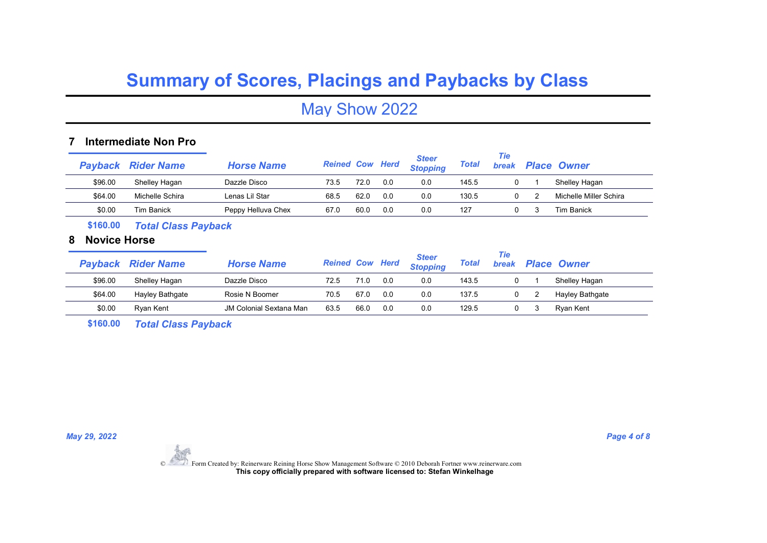# Summary of Scores, Placings and Paybacks by Class

## May Show 2022

### 7 Intermediate Non Pro

| Payback | Rider Name | Horse Name | Reined | Cow | Herd | Steer Stopping | Total | Tie break | Place | Owner |
|---|---|---|---|---|---|---|---|---|---|---|
| $96.00 | Shelley Hagan | Dazzle Disco | 73.5 | 72.0 | 0.0 | 0.0 | 145.5 | 0 | 1 | Shelley Hagan |
| $64.00 | Michelle Schira | Lenas Lil Star | 68.5 | 62.0 | 0.0 | 0.0 | 130.5 | 0 | 2 | Michelle Miller Schira |
| $0.00 | Tim Banick | Peppy Helluva Chex | 67.0 | 60.0 | 0.0 | 0.0 | 127 | 0 | 3 | Tim Banick |

**$160.00** ***Total Class Payback***

### 8 Novice Horse

| Payback | Rider Name | Horse Name | Reined | Cow | Herd | Steer Stopping | Total | Tie break | Place | Owner |
|---|---|---|---|---|---|---|---|---|---|---|
| $96.00 | Shelley Hagan | Dazzle Disco | 72.5 | 71.0 | 0.0 | 0.0 | 143.5 | 0 | 1 | Shelley Hagan |
| $64.00 | Hayley Bathgate | Rosie N Boomer | 70.5 | 67.0 | 0.0 | 0.0 | 137.5 | 0 | 2 | Hayley Bathgate |
| $0.00 | Ryan Kent | JM Colonial Sextana Man | 63.5 | 66.0 | 0.0 | 0.0 | 129.5 | 0 | 3 | Ryan Kent |

**$160.00** ***Total Class Payback***

*May 29, 2022*

© Form Created by: Reinerware Reining Horse Show Management Software © 2010 Deborah Fortner www.reinerware.com
**This copy officially prepared with software licensed to: Stefan Winkelhage**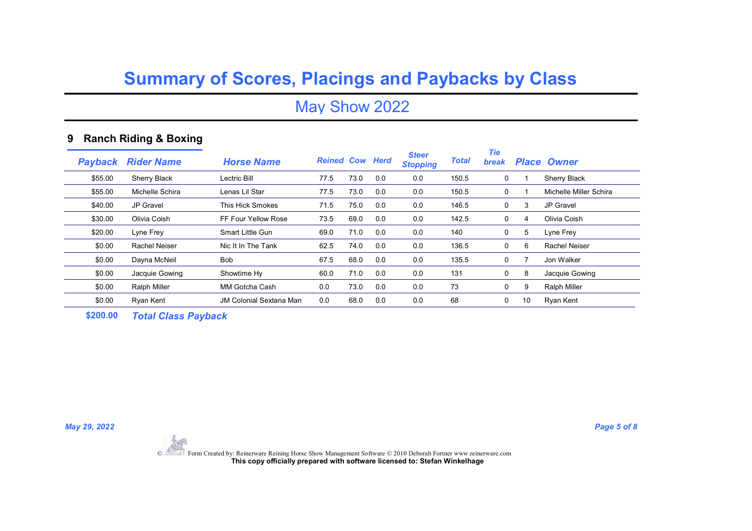# Summary of Scores, Placings and Paybacks by Class

## May Show 2022

### 9 Ranch Riding & Boxing

| *Payback* | *Rider Name* | *Horse Name* | *Reined* | *Cow* | *Herd* | *Steer Stopping* | *Total* | *Tie break* | *Place* | *Owner* |
|---|---|---|---|---|---|---|---|---|---|---|
| $55.00 | Sherry Black | Lectric Bill | 77.5 | 73.0 | 0.0 | 0.0 | 150.5 | 0 | 1 | Sherry Black |
| $55.00 | Michelle Schira | Lenas Lil Star | 77.5 | 73.0 | 0.0 | 0.0 | 150.5 | 0 | 1 | Michelle Miller Schira |
| $40.00 | JP Gravel | This Hick Smokes | 71.5 | 75.0 | 0.0 | 0.0 | 146.5 | 0 | 3 | JP Gravel |
| $30.00 | Olivia Coish | FF Four Yellow Rose | 73.5 | 69.0 | 0.0 | 0.0 | 142.5 | 0 | 4 | Olivia Coish |
| $20.00 | Lyne Frey | Smart Little Gun | 69.0 | 71.0 | 0.0 | 0.0 | 140 | 0 | 5 | Lyne Frey |
| $0.00 | Rachel Neiser | Nic It In The Tank | 62.5 | 74.0 | 0.0 | 0.0 | 136.5 | 0 | 6 | Rachel Neiser |
| $0.00 | Dayna McNeil | Bob | 67.5 | 68.0 | 0.0 | 0.0 | 135.5 | 0 | 7 | Jon Walker |
| $0.00 | Jacquie Gowing | Showtime Hy | 60.0 | 71.0 | 0.0 | 0.0 | 131 | 0 | 8 | Jacquie Gowing |
| $0.00 | Ralph Miller | MM Gotcha Cash | 0.0 | 73.0 | 0.0 | 0.0 | 73 | 0 | 9 | Ralph Miller |
| $0.00 | Ryan Kent | JM Colonial Sextana Man | 0.0 | 68.0 | 0.0 | 0.0 | 68 | 0 | 10 | Ryan Kent |

**$200.00** ***Total Class Payback***

*May 29, 2022*

© Form Created by: Reinerware Reining Horse Show Management Software © 2010 Deborah Fortner www.reinerware.com
**This copy officially prepared with software licensed to: Stefan Winkelhage**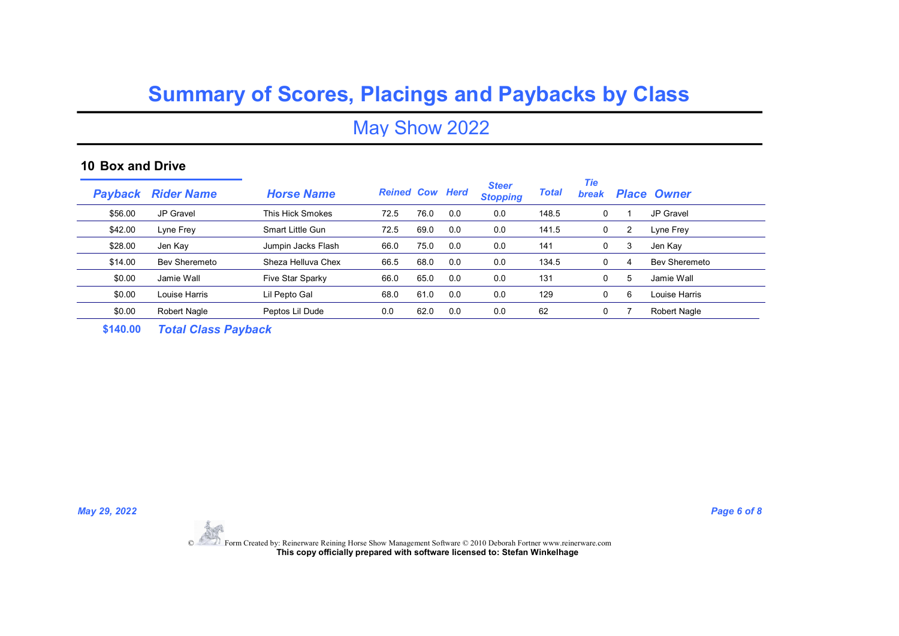# Summary of Scores, Placings and Paybacks by Class

## May Show 2022

### 10 Box and Drive

| Payback | Rider Name | Horse Name | Reined | Cow | Herd | Steer Stopping | Total | Tie break | Place | Owner |
|---|---|---|---|---|---|---|---|---|---|---|
| $56.00 | JP Gravel | This Hick Smokes | 72.5 | 76.0 | 0.0 | 0.0 | 148.5 | 0 | 1 | JP Gravel |
| $42.00 | Lyne Frey | Smart Little Gun | 72.5 | 69.0 | 0.0 | 0.0 | 141.5 | 0 | 2 | Lyne Frey |
| $28.00 | Jen Kay | Jumpin Jacks Flash | 66.0 | 75.0 | 0.0 | 0.0 | 141 | 0 | 3 | Jen Kay |
| $14.00 | Bev Sheremeto | Sheza Helluva Chex | 66.5 | 68.0 | 0.0 | 0.0 | 134.5 | 0 | 4 | Bev Sheremeto |
| $0.00 | Jamie Wall | Five Star Sparky | 66.0 | 65.0 | 0.0 | 0.0 | 131 | 0 | 5 | Jamie Wall |
| $0.00 | Louise Harris | Lil Pepto Gal | 68.0 | 61.0 | 0.0 | 0.0 | 129 | 0 | 6 | Louise Harris |
| $0.00 | Robert Nagle | Peptos Lil Dude | 0.0 | 62.0 | 0.0 | 0.0 | 62 | 0 | 7 | Robert Nagle |

**$140.00** ***Total Class Payback***

*May 29, 2022*

© Form Created by: Reinerware Reining Horse Show Management Software © 2010 Deborah Fortner www.reinerware.com
**This copy officially prepared with software licensed to: Stefan Winkelhage**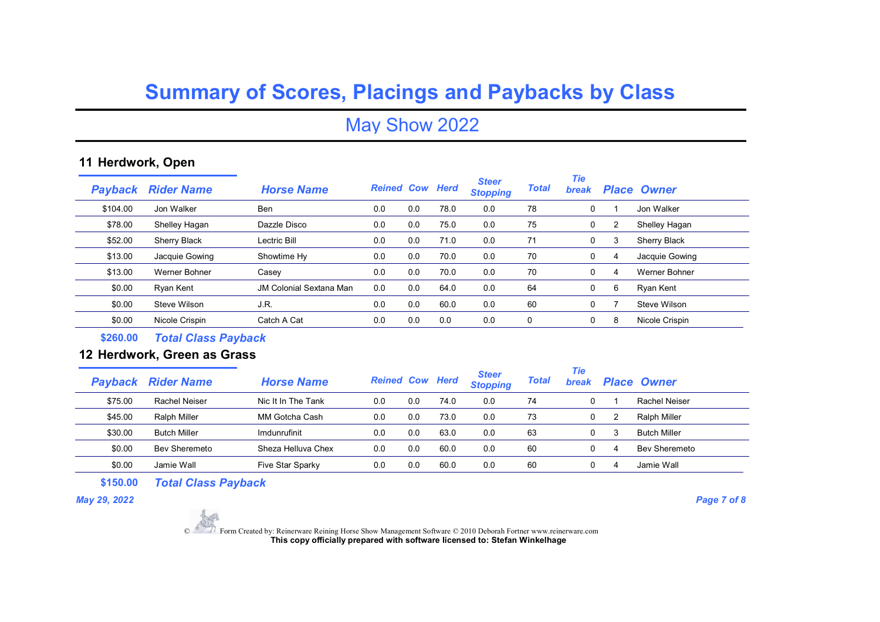# Summary of Scores, Placings and Paybacks by Class

## May Show 2022

### 11 Herdwork, Open

| Payback | Rider Name | Horse Name | Reined | Cow | Herd | Steer Stopping | Total | Tie break | Place | Owner |
|---|---|---|---|---|---|---|---|---|---|---|
| $104.00 | Jon Walker | Ben | 0.0 | 0.0 | 78.0 | 0.0 | 78 | 0 | 1 | Jon Walker |
| $78.00 | Shelley Hagan | Dazzle Disco | 0.0 | 0.0 | 75.0 | 0.0 | 75 | 0 | 2 | Shelley Hagan |
| $52.00 | Sherry Black | Lectric Bill | 0.0 | 0.0 | 71.0 | 0.0 | 71 | 0 | 3 | Sherry Black |
| $13.00 | Jacquie Gowing | Showtime Hy | 0.0 | 0.0 | 70.0 | 0.0 | 70 | 0 | 4 | Jacquie Gowing |
| $13.00 | Werner Bohner | Casey | 0.0 | 0.0 | 70.0 | 0.0 | 70 | 0 | 4 | Werner Bohner |
| $0.00 | Ryan Kent | JM Colonial Sextana Man | 0.0 | 0.0 | 64.0 | 0.0 | 64 | 0 | 6 | Ryan Kent |
| $0.00 | Steve Wilson | J.R. | 0.0 | 0.0 | 60.0 | 0.0 | 60 | 0 | 7 | Steve Wilson |
| $0.00 | Nicole Crispin | Catch A Cat | 0.0 | 0.0 | 0.0 | 0.0 | 0 | 0 | 8 | Nicole Crispin |

**$260.00** ***Total Class Payback***

### 12 Herdwork, Green as Grass

| Payback | Rider Name | Horse Name | Reined | Cow | Herd | Steer Stopping | Total | Tie break | Place | Owner |
|---|---|---|---|---|---|---|---|---|---|---|
| $75.00 | Rachel Neiser | Nic It In The Tank | 0.0 | 0.0 | 74.0 | 0.0 | 74 | 0 | 1 | Rachel Neiser |
| $45.00 | Ralph Miller | MM Gotcha Cash | 0.0 | 0.0 | 73.0 | 0.0 | 73 | 0 | 2 | Ralph Miller |
| $30.00 | Butch Miller | Imdunrufinit | 0.0 | 0.0 | 63.0 | 0.0 | 63 | 0 | 3 | Butch Miller |
| $0.00 | Bev Sheremeto | Sheza Helluva Chex | 0.0 | 0.0 | 60.0 | 0.0 | 60 | 0 | 4 | Bev Sheremeto |
| $0.00 | Jamie Wall | Five Star Sparky | 0.0 | 0.0 | 60.0 | 0.0 | 60 | 0 | 4 | Jamie Wall |

**$150.00** ***Total Class Payback***

*May 29, 2022*

© Form Created by: Reinerware Reining Horse Show Management Software © 2010 Deborah Fortner www.reinerware.com
**This copy officially prepared with software licensed to: Stefan Winkelhage**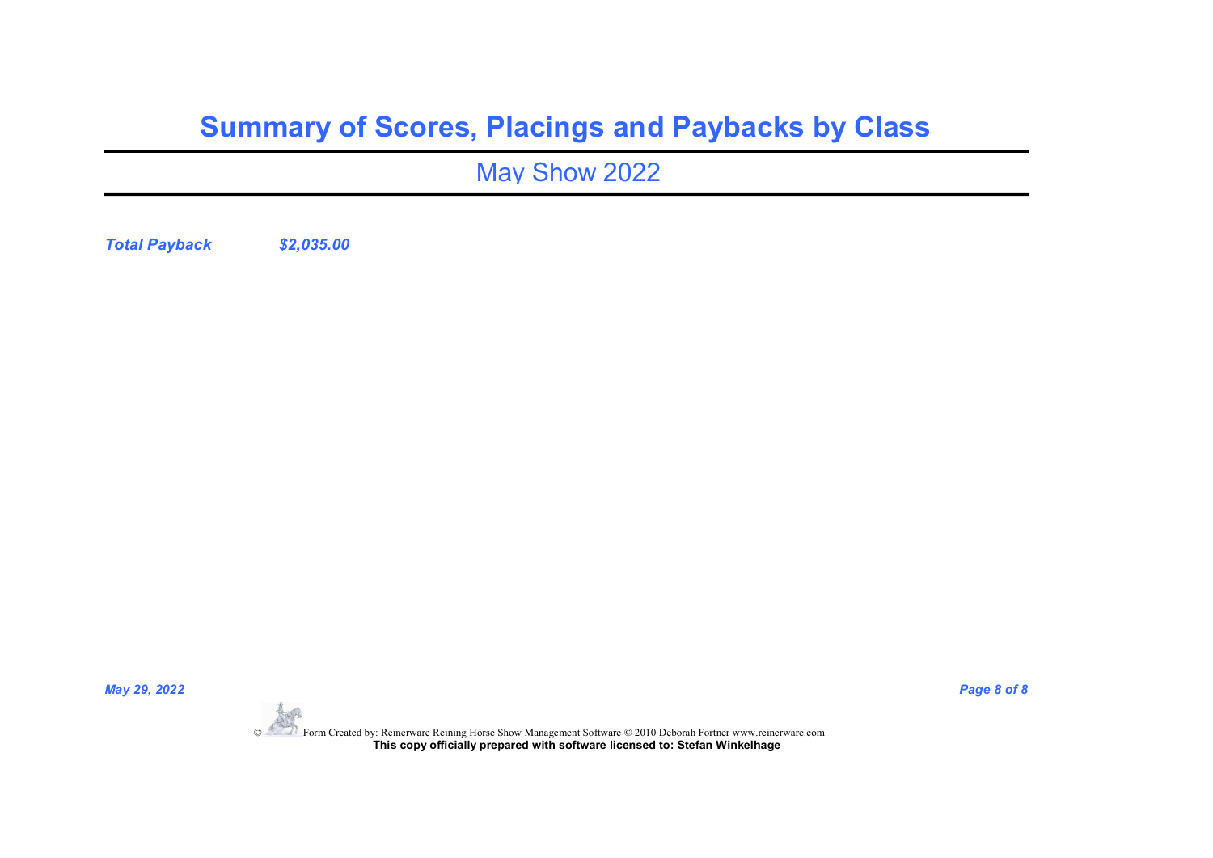# Summary of Scores, Placings and Paybacks by Class

## May Show 2022

***Total Payback*** ***$2,035.00***